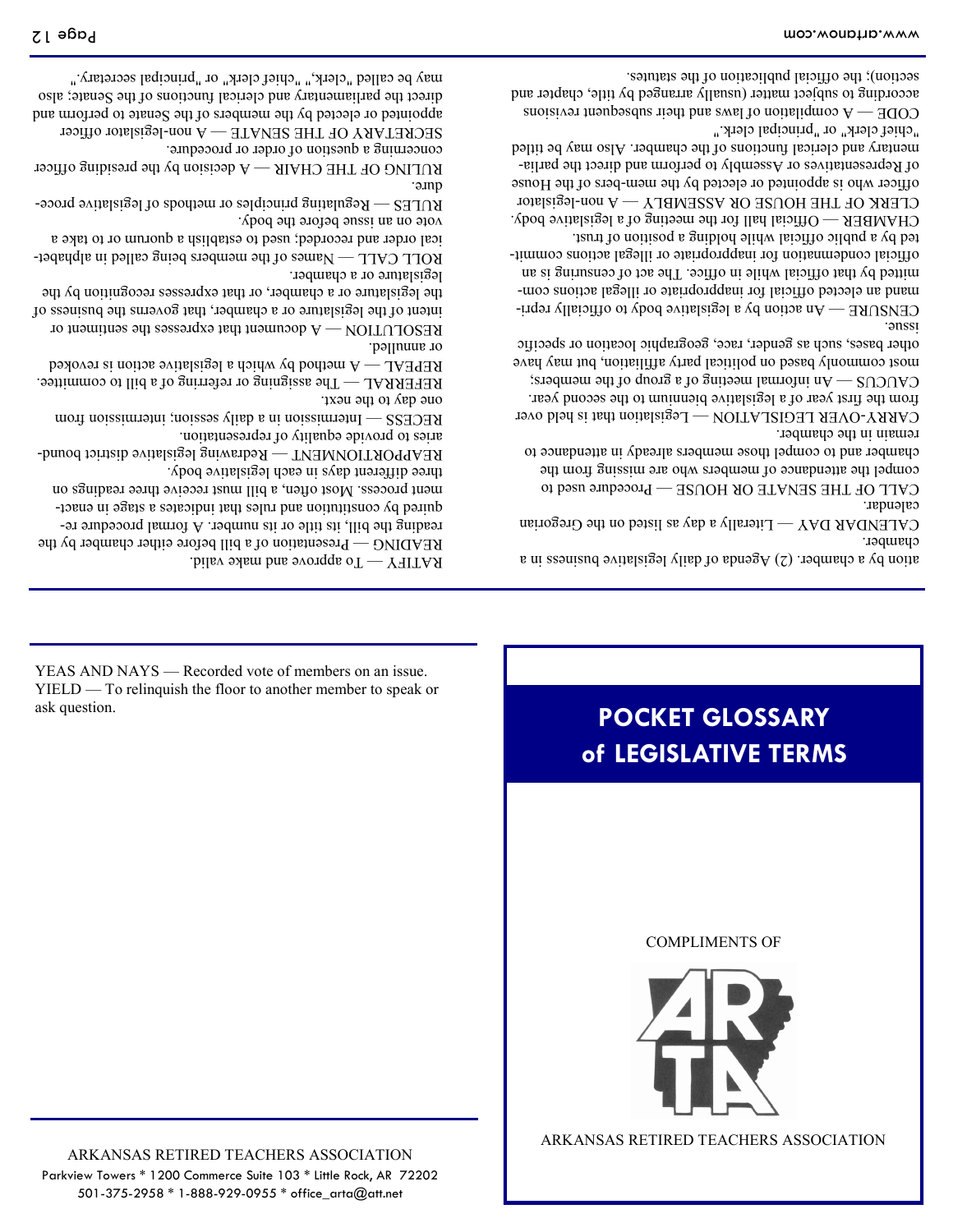ation by a chamber. (2) Agenda of daily legislative business in a chamber.

CALENDAR DAY — Literally a day as listed on the Gregorian calendar.

CALL OF THE SENATE OR HOUSE — Procedure used to compel the attendance of members who are missing from the chamber and to compel those members already in attendance to remain in the chamber.

CARRY-OVER LEGISLATION — Legislation that is held over from the first year of a legislative biennium to the second year.

CAUCUS — An informal meeting of a group of the members; most commonly based on political party affiliation, but may have other bases, such as gender, race, geographic location or specific issue.

CENSURE — An action by a legislative body to officially reprimand an elected official for inappropriate or illegal actions committed by that official while in office. The act of censuring is an official condemnation for inappropriate or illegal actions committed by a public official while holding a position of trust.

CHAMBER — Official hall for the meeting of a legislative body.

CLERK OF THE HOUSE OR ASSEMBLY — A non-legislator officer who is appointed or elected by the mem-bers of the House of Representatives or Assembly to perform and direct the parliamentary and clerical functions of the chamber. Also may be titled "chief clerk" or "principal clerk."

CODE — A compilation of laws and their subsequent revisions according to subject matter (usually arranged by title, chapter and section); the official publication of the statutes.

RATIFY — To approve and make valid.

READING — Presentation of a bill before either chamber by the reading the bill, its title or its number. A formal procedure required by constitution and rules that indicates a stage in enactment process. Most often, a bill must receive three readings on three different days in each legislative body.

REAPPORTIONMENT — Redrawing legislative district boundaries to provide equality of representation.

RECESS — Intermission in a daily session; intermission from one day to the next.

REFERRAL — The assigning or referring of a bill to committee.

REPEAL — A method by which a legislative action is revoked or annulled.

RESOLUTION — A document that expresses the sentiment or intent of the legislature or a chamber, that governs the business of the legislature or a chamber, or that expresses recognition by the legislature or a chamber.

ROLL CALL — Names of the members being called in alphabetical order and recorded; used to establish a quorum or to take a vote on an issue before the body.

RULES — Regulating principles or methods of legislative procedure.

RULING OF THE CHAIR — A decision by the presiding officer concerning a question of order or procedure.

SECRETARY OF THE SENATE — A non-legislator officer appointed or elected by the members of the Senate to perform and direct the parliamentary and clerical functions of the Senate; also may be called "clerk," "chief clerk" or "principal secretary."

YEAS AND NAYS — Recorded vote of members on an issue.

YIELD — To relinquish the floor to another member to speak or ask question.

ARKANSAS RETIRED TEACHERS ASSOCIATION

Parkview Towers * 1200 Commerce Suite 103 * Little Rock, AR 72202

501-375-2958 * 1-888-929-0955 * office_arta@att.net

# POCKET GLOSSARY of LEGISLATIVE TERMS

COMPLIMENTS OF

ARTA

ARKANSAS RETIRED TEACHERS ASSOCIATION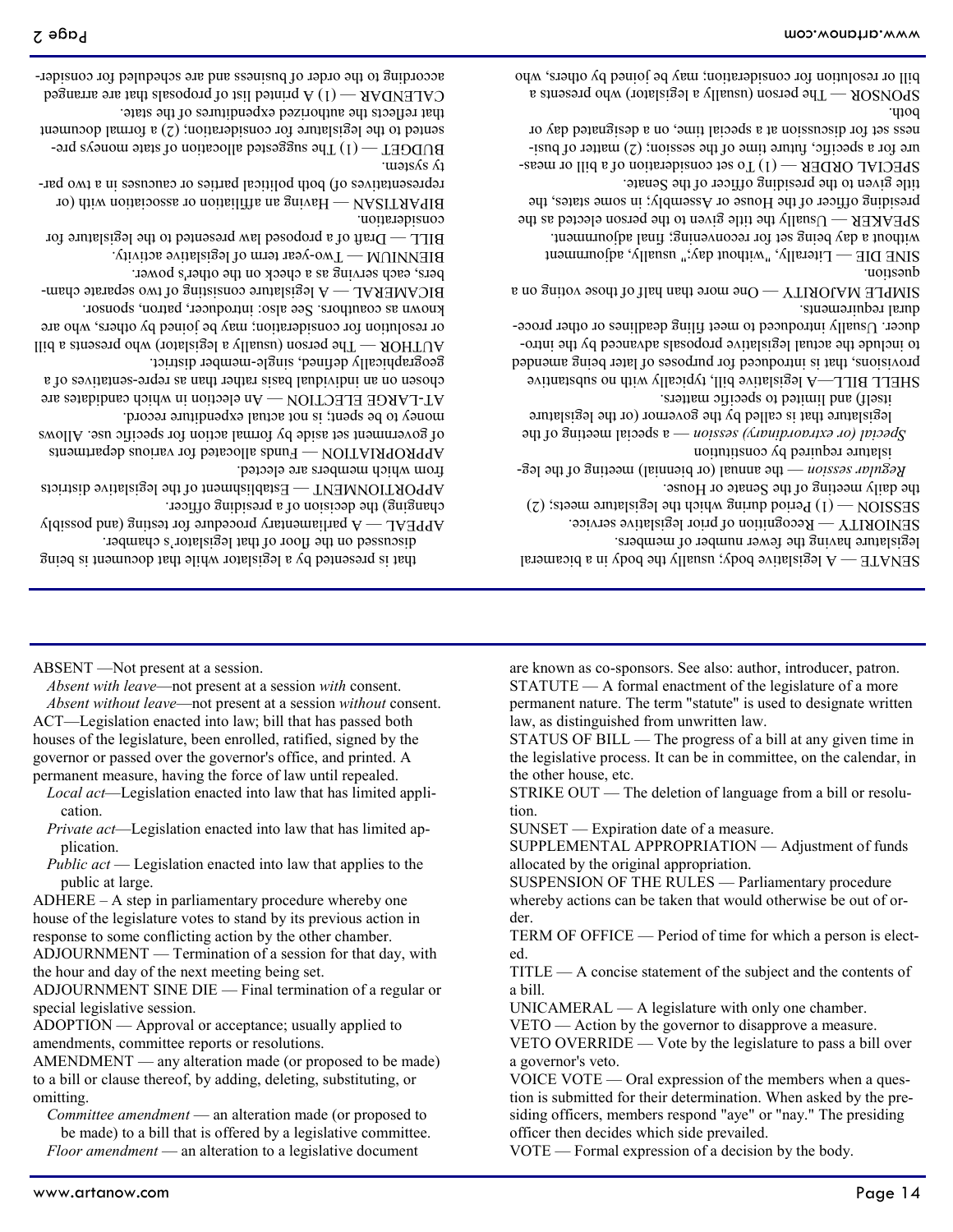ABSENT —Not present at a session.

*Absent with leave*—not present at a session *with* consent.

*Absent without leave*—not present at a session *without* consent.

ACT—Legislation enacted into law; bill that has passed both houses of the legislature, been enrolled, ratified, signed by the governor or passed over the governor's office, and printed. A permanent measure, having the force of law until repealed.

*Local act*—Legislation enacted into law that has limited application.

*Private act*—Legislation enacted into law that has limited application.

*Public act* — Legislation enacted into law that applies to the public at large.

ADHERE – A step in parliamentary procedure whereby one house of the legislature votes to stand by its previous action in response to some conflicting action by the other chamber.

ADJOURNMENT — Termination of a session for that day, with the hour and day of the next meeting being set.

ADJOURNMENT SINE DIE — Final termination of a regular or special legislative session.

ADOPTION — Approval or acceptance; usually applied to amendments, committee reports or resolutions.

AMENDMENT — any alteration made (or proposed to be made) to a bill or clause thereof, by adding, deleting, substituting, or omitting.

*Committee amendment* — an alteration made (or proposed to be made) to a bill that is offered by a legislative committee.

*Floor amendment* — an alteration to a legislative document that is presented by a legislator while that document is being discussed on the floor of that legislator's chamber.

APPEAL — A parliamentary procedure for testing (and possibly changing) the decision of a presiding officer.

APPORTIONMENT — Establishment of the legislative districts from which members are elected.

APPROPRIATION — Funds allocated for various departments of government set aside by formal action for specific use. Allows money to be spent; is not actual expenditure record.

AT-LARGE ELECTION — An election in which candidates are chosen on an individual basis rather than as repre-sentatives of a geographically defined, single-member district.

AUTHOR — The person (usually a legislator) who presents a bill or resolution for consideration; may be joined by others, who are known as coauthors. See also: introducer, patron, sponsor.

BICAMERAL — A legislature consisting of two separate chambers, each serving as a check on the other's power.

BIENNIUM — Two-year term of legislative activity.

BILL — Draft of a proposed law presented to the legislature for consideration.

BIPARTISAN — Having an affiliation or association with (or representatives of) both political parties or caucuses in a two party system.

BUDGET — (1) The suggested allocation of state moneys presented to the legislature for consideration; (2) a formal document that reflects the authorized expenditures of the state.

CALENDAR — (1) A printed list of proposals that are arranged according to the order of business and are scheduled for consider-

SENATE — A legislative body; usually the body in a bicameral legislature having the fewer number of members.

SENIORITY — Recognition of prior legislative service.

SESSION — (1) Period during which the legislature meets; (2) the daily meeting of the Senate or House.

*Regular session* — the annual (or biennial) meeting of the legislature required by constitution

*Special (or extraordinary) session* — a special meeting of the legislature that is called by the governor (or the legislature itself) and limited to specific matters.

SHELL BILL—A legislative bill, typically with no substantive provisions, that is introduced for purposes of later being amended to include the actual legislative proposals advanced by the introducer. Usually introduced to meet filing deadlines or other procedural requirements.

SIMPLE MAJORITY — One more than half of those voting on a question.

SINE DIE — Literally, "without day;" usually, adjournment without a day being set for reconvening; final adjournment.

SPEAKER — Usually the title given to the person elected as the presiding officer of the House or Assembly; in some states, the title given to the presiding officer of the Senate.

SPECIAL ORDER — (1) To set consideration of a bill or measure for a specific, future time of the session; (2) matter of business set for discussion at a special time, on a designated day or both.

SPONSOR — The person (usually a legislator) who presents a bill or resolution for consideration; may be joined by others, who are known as co-sponsors. See also: author, introducer, patron.

STATUTE — A formal enactment of the legislature of a more permanent nature. The term "statute" is used to designate written law, as distinguished from unwritten law.

STATUS OF BILL — The progress of a bill at any given time in the legislative process. It can be in committee, on the calendar, in the other house, etc.

STRIKE OUT — The deletion of language from a bill or resolution.

SUNSET — Expiration date of a measure.

SUPPLEMENTAL APPROPRIATION — Adjustment of funds allocated by the original appropriation.

SUSPENSION OF THE RULES — Parliamentary procedure whereby actions can be taken that would otherwise be out of order.

TERM OF OFFICE — Period of time for which a person is elected.

TITLE — A concise statement of the subject and the contents of a bill.

UNICAMERAL — A legislature with only one chamber.

VETO — Action by the governor to disapprove a measure.

VETO OVERRIDE — Vote by the legislature to pass a bill over a governor's veto.

VOICE VOTE — Oral expression of the members when a question is submitted for their determination. When asked by the presiding officers, members respond "aye" or "nay." The presiding officer then decides which side prevailed.

VOTE — Formal expression of a decision by the body.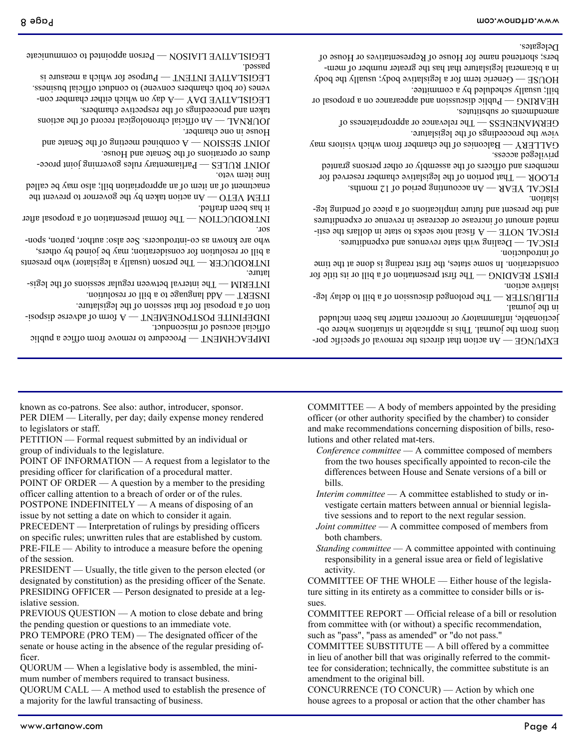EXPUNGE — An action that directs the removal of specific portions from the journal. This is applicable in situations where objectionable, inflammatory or incorrect matter has been included in the journal.

FILIBUSTER — The prolonged discussion of a bill to delay legislative action.

FIRST READING — The first presentation of a bill or its title for consideration. In some states, the first reading is done at the time of introduction.

FISCAL — Dealing with state revenues and expenditures.

FISCAL NOTE — A fiscal note seeks to state in dollars the estimated amount of increase or decrease in revenue or expenditures and the present and future implications of a piece of pending legislation.

FISCAL YEAR — An accounting period of 12 months.

FLOOR — That portion of the legislative chamber reserved for members and officers of the assembly or other persons granted privileged access.

GALLERY — Balconies of the chamber from which visitors may view the proceedings of the legislature.

GERMANENESS — The relevance or appropriateness of amendments or substitutes.

HEARING — Public discussion and appearance on a proposal or bill; usually scheduled by a committee.

HOUSE — Generic term for a legislative body; usually the body in a bicameral legislature that has the greater number of members; shortened name for House of Representatives or House of Delegates.

IMPEACHMENT — Procedure to remove from office a public official accused of misconduct.

INDEFINITE POSTPONEMENT — A form of adverse disposition of a proposal for that session of the legislature.

INSERT — Add language to a bill or resolution.

INTERIM — The interval between regular sessions of the legislature.

INTRODUCER — The person (usually a legislator) who presents a bill or resolution for consideration; may be joined by others, who are known as co-introducers. See also: author, patron, sponsor.

INTRODUCTION — The formal presentation of a proposal after it has been drafted.

ITEM VETO — An action taken by the governor to prevent the enactment of an item of an appropriation bill; also may be called line item veto.

JOINT RULES — Parliamentary rules governing joint procedures or operations of the Senate and House.

JOINT SESSION — A combined meeting of the Senate and House in one chamber.

JOURNAL — An official chronological record of the actions taken and proceedings of the respective chambers.

LEGISLATIVE DAY — A day on which either chamber convenes (or both chambers convene) to conduct official business.

LEGISLATIVE INTENT — Purpose for which a measure is passed.

LEGISLATIVE LIAISON — Person appointed to communicate

known as co-patrons. See also: author, introducer, sponsor.

PER DIEM — Literally, per day; daily expense money rendered to legislators or staff.

PETITION — Formal request submitted by an individual or group of individuals to the legislature.

POINT OF INFORMATION — A request from a legislator to the presiding officer for clarification of a procedural matter.

POINT OF ORDER — A question by a member to the presiding officer calling attention to a breach of order or of the rules.

POSTPONE INDEFINITELY — A means of disposing of an issue by not setting a date on which to consider it again.

PRECEDENT — Interpretation of rulings by presiding officers on specific rules; unwritten rules that are established by custom.

PRE-FILE — Ability to introduce a measure before the opening of the session.

PRESIDENT — Usually, the title given to the person elected (or designated by constitution) as the presiding officer of the Senate.

PRESIDING OFFICER — Person designated to preside at a legislative session.

PREVIOUS QUESTION — A motion to close debate and bring the pending question or questions to an immediate vote.

PRO TEMPORE (PRO TEM) — The designated officer of the senate or house acting in the absence of the regular presiding officer.

QUORUM — When a legislative body is assembled, the minimum number of members required to transact business.

QUORUM CALL — A method used to establish the presence of a majority for the lawful transacting of business.

COMMITTEE — A body of members appointed by the presiding officer (or other authority specified by the chamber) to consider and make recommendations concerning disposition of bills, resolutions and other related mat-ters.

- *Conference committee* — A committee composed of members from the two houses specifically appointed to recon-cile the differences between House and Senate versions of a bill or bills.
- *Interim committee* — A committee established to study or investigate certain matters between annual or biennial legislative sessions and to report to the next regular session.
- *Joint committee* — A committee composed of members from both chambers.
- *Standing committee* — A committee appointed with continuing responsibility in a general issue area or field of legislative activity.

COMMITTEE OF THE WHOLE — Either house of the legislature sitting in its entirety as a committee to consider bills or issues.

COMMITTEE REPORT — Official release of a bill or resolution from committee with (or without) a specific recommendation, such as "pass", "pass as amended" or "do not pass."

COMMITTEE SUBSTITUTE — A bill offered by a committee in lieu of another bill that was originally referred to the committee for consideration; technically, the committee substitute is an amendment to the original bill.

CONCURRENCE (TO CONCUR) — Action by which one house agrees to a proposal or action that the other chamber has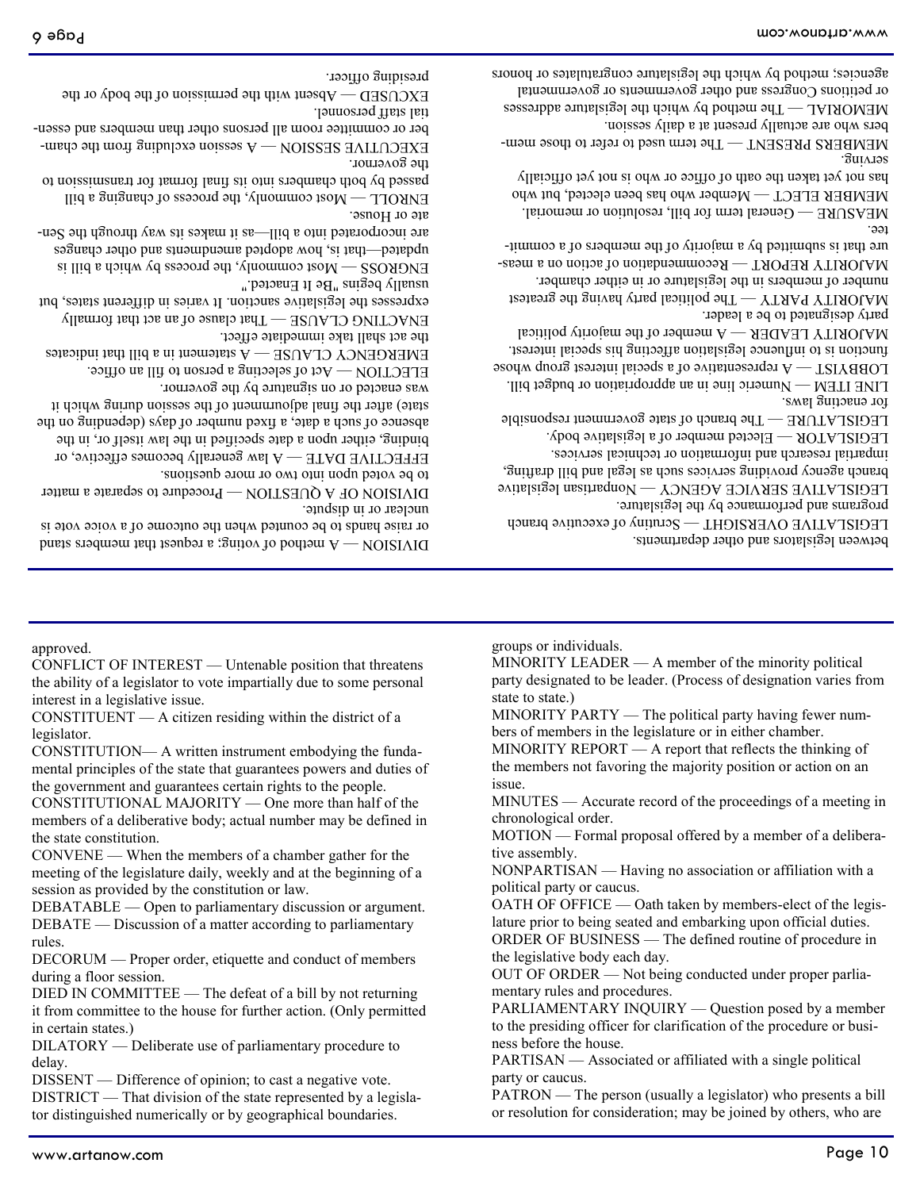DIVISION — A method of voting; a request that members stand or raise hands to be counted when the outcome of a voice vote is unclear or in dispute.
DIVISION OF A QUESTION — Procedure to separate a matter to be voted upon into two or more questions.
EFFECTIVE DATE — A law generally becomes effective, or binding, either upon a date specified in the law itself or, in the absence of such a date, a fixed number of days (depending on the state) after the final adjournment of the session during which it was enacted or on signature by the governor.
ELECTION — Act of selecting a person to fill an office.
EMERGENCY CLAUSE — A statement in a bill that indicates the act shall take immediate effect.
ENACTING CLAUSE — That clause of an act that formally expresses the legislative sanction. It varies in different states, but usually begins "Be It Enacted."
ENGROSS — Most commonly, the process by which a bill is updated—that is, how adopted amendments and other changes are incorporated into a bill—as it makes its way through the Senate or House.
ENROLL — Most commonly, the process of changing a bill passed by both chambers into its final format for transmission to the governor.
EXECUTIVE SESSION — A session excluding from the chamber or committee room all persons other than members and essential staff personnel.
EXCUSED — Absent with the permission of the body or the presiding officer.

between legislators and other departments.
LEGISLATIVE OVERSIGHT — Scrutiny of executive branch programs and performance by the legislature.
LEGISLATIVE SERVICE AGENCY — Nonpartisan legislative branch agency providing services such as legal and bill drafting, impartial research and information or technical services.
LEGISLATOR — Elected member of a legislative body.
LEGISLATURE — The branch of state government responsible for enacting laws.
LINE ITEM — Numeric line in an appropriation or budget bill.
LOBBYIST — A representative of a special interest group whose function is to influence legislation affecting his special interest.
MAJORITY LEADER — A member of the majority political party designated to be a leader.
MAJORITY PARTY — The political party having the greatest number of members in the legislature or in either chamber.
MAJORITY REPORT — Recommendation of action on a measure that is submitted by a majority of the members of a committee.
MEASURE — General term for bill, resolution or memorial.
MEMBER ELECT — Member who has been elected, but who has not yet taken the oath of office or who is not yet officially serving.
MEMBERS PRESENT — The term used to refer to those members who are actually present at a daily session.
MEMORIAL — The method by which the legislature addresses or petitions Congress and other goverments or govermental agencies; method by which the legislature congratulates or honors

approved.
CONFLICT OF INTEREST — Untenable position that threatens the ability of a legislator to vote impartially due to some personal interest in a legislative issue.
CONSTITUENT — A citizen residing within the district of a legislator.
CONSTITUTION— A written instrument embodying the fundamental principles of the state that guarantees powers and duties of the government and guarantees certain rights to the people.
CONSTITUTIONAL MAJORITY — One more than half of the members of a deliberative body; actual number may be defined in the state constitution.
CONVENE — When the members of a chamber gather for the meeting of the legislature daily, weekly and at the beginning of a session as provided by the constitution or law.
DEBATABLE — Open to parliamentary discussion or argument.
DEBATE — Discussion of a matter according to parliamentary rules.
DECORUM — Proper order, etiquette and conduct of members during a floor session.
DIED IN COMMITTEE — The defeat of a bill by not returning it from committee to the house for further action. (Only permitted in certain states.)
DILATORY — Deliberate use of parliamentary procedure to delay.
DISSENT — Difference of opinion; to cast a negative vote.
DISTRICT — That division of the state represented by a legislator distinguished numerically or by geographical boundaries.

groups or individuals.
MINORITY LEADER — A member of the minority political party designated to be leader. (Process of designation varies from state to state.)
MINORITY PARTY — The political party having fewer numbers of members in the legislature or in either chamber.
MINORITY REPORT — A report that reflects the thinking of the members not favoring the majority position or action on an issue.
MINUTES — Accurate record of the proceedings of a meeting in chronological order.
MOTION — Formal proposal offered by a member of a deliberative assembly.
NONPARTISAN — Having no association or affiliation with a political party or caucus.
OATH OF OFFICE — Oath taken by members-elect of the legislature prior to being seated and embarking upon official duties.
ORDER OF BUSINESS — The defined routine of procedure in the legislative body each day.
OUT OF ORDER — Not being conducted under proper parliamentary rules and procedures.
PARLIAMENTARY INQUIRY — Question posed by a member to the presiding officer for clarification of the procedure or business before the house.
PARTISAN — Associated or affiliated with a single political party or caucus.
PATRON — The person (usually a legislator) who presents a bill or resolution for consideration; may be joined by others, who are